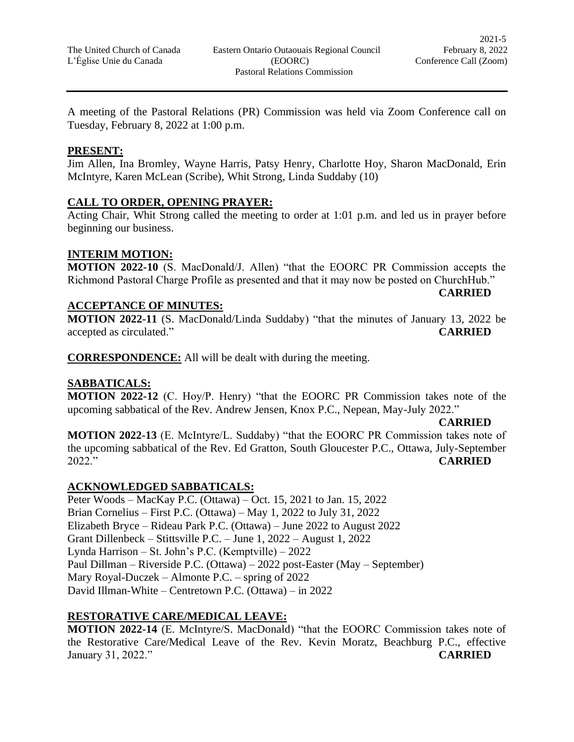The United Church of Canada
L'Église Unie du Canada

Eastern Ontario Outaouais Regional Council
(EOORC)
Pastoral Relations Commission

2021-5
February 8, 2022
Conference Call (Zoom)

---

A meeting of the Pastoral Relations (PR) Commission was held via Zoom Conference call on Tuesday, February 8, 2022 at 1:00 p.m.

## **PRESENT:**

Jim Allen, Ina Bromley, Wayne Harris, Patsy Henry, Charlotte Hoy, Sharon MacDonald, Erin McIntyre, Karen McLean (Scribe), Whit Strong, Linda Suddaby (10)

## **CALL TO ORDER, OPENING PRAYER:**

Acting Chair, Whit Strong called the meeting to order at 1:01 p.m. and led us in prayer before beginning our business.

## **INTERIM MOTION:**

**MOTION 2022-10** (S. MacDonald/J. Allen) "that the EOORC PR Commission accepts the Richmond Pastoral Charge Profile as presented and that it may now be posted on ChurchHub." **CARRIED**

## **ACCEPTANCE OF MINUTES:**

**MOTION 2022-11** (S. MacDonald/Linda Suddaby) "that the minutes of January 13, 2022 be accepted as circulated." **CARRIED**

**CORRESPONDENCE:** All will be dealt with during the meeting.

## **SABBATICALS:**

**MOTION 2022-12** (C. Hoy/P. Henry) "that the EOORC PR Commission takes note of the upcoming sabbatical of the Rev. Andrew Jensen, Knox P.C., Nepean, May-July 2022." **CARRIED**

**MOTION 2022-13** (E. McIntyre/L. Suddaby) "that the EOORC PR Commission takes note of the upcoming sabbatical of the Rev. Ed Gratton, South Gloucester P.C., Ottawa, July-September 2022." **CARRIED**

## **ACKNOWLEDGED SABBATICALS:**

Peter Woods – MacKay P.C. (Ottawa) – Oct. 15, 2021 to Jan. 15, 2022
Brian Cornelius – First P.C. (Ottawa) – May 1, 2022 to July 31, 2022
Elizabeth Bryce – Rideau Park P.C. (Ottawa) – June 2022 to August 2022
Grant Dillenbeck – Stittsville P.C. – June 1, 2022 – August 1, 2022
Lynda Harrison – St. John's P.C. (Kemptville) – 2022
Paul Dillman – Riverside P.C. (Ottawa) – 2022 post-Easter (May – September)
Mary Royal-Duczek – Almonte P.C. – spring of 2022
David Illman-White – Centretown P.C. (Ottawa) – in 2022

## **RESTORATIVE CARE/MEDICAL LEAVE:**

**MOTION 2022-14** (E. McIntyre/S. MacDonald) "that the EOORC Commission takes note of the Restorative Care/Medical Leave of the Rev. Kevin Moratz, Beachburg P.C., effective January 31, 2022." **CARRIED**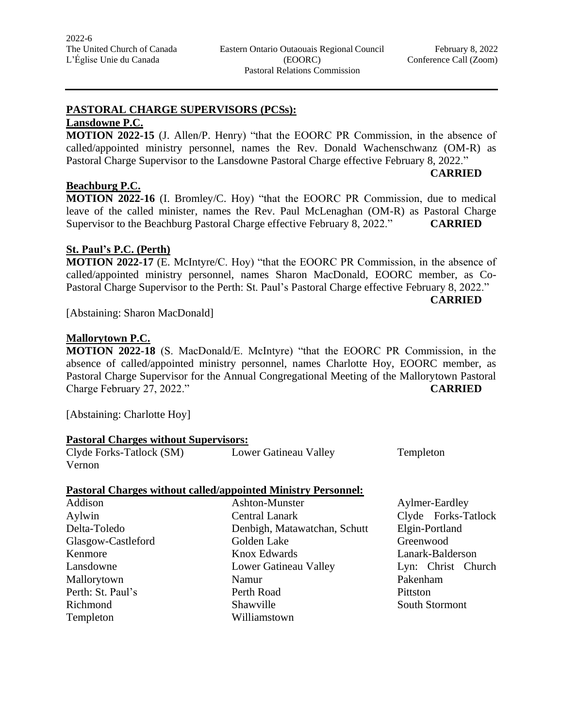## PASTORAL CHARGE SUPERVISORS (PCSs):

**Lansdowne P.C.**

**MOTION 2022-15** (J. Allen/P. Henry) "that the EOORC PR Commission, in the absence of called/appointed ministry personnel, names the Rev. Donald Wachenschwanz (OM-R) as Pastoral Charge Supervisor to the Lansdowne Pastoral Charge effective February 8, 2022." **CARRIED**

**Beachburg P.C.**

**MOTION 2022-16** (I. Bromley/C. Hoy) "that the EOORC PR Commission, due to medical leave of the called minister, names the Rev. Paul McLenaghan (OM-R) as Pastoral Charge Supervisor to the Beachburg Pastoral Charge effective February 8, 2022." **CARRIED**

**St. Paul's P.C. (Perth)**

**MOTION 2022-17** (E. McIntyre/C. Hoy) "that the EOORC PR Commission, in the absence of called/appointed ministry personnel, names Sharon MacDonald, EOORC member, as Co-Pastoral Charge Supervisor to the Perth: St. Paul's Pastoral Charge effective February 8, 2022." **CARRIED**

[Abstaining: Sharon MacDonald]

**Mallorytown P.C.**

**MOTION 2022-18** (S. MacDonald/E. McIntyre) "that the EOORC PR Commission, in the absence of called/appointed ministry personnel, names Charlotte Hoy, EOORC member, as Pastoral Charge Supervisor for the Annual Congregational Meeting of the Mallorytown Pastoral Charge February 27, 2022." **CARRIED**

[Abstaining: Charlotte Hoy]

**Pastoral Charges without Supervisors:**

- Clyde Forks-Tatlock (SM)
- Lower Gatineau Valley
- Templeton
- Vernon

**Pastoral Charges without called/appointed Ministry Personnel:**

- Addison
- Ashton-Munster
- Aylmer-Eardley
- Aylwin
- Central Lanark
- Clyde Forks-Tatlock
- Delta-Toledo
- Denbigh, Matawatchan, Schutt
- Elgin-Portland
- Glasgow-Castleford
- Golden Lake
- Greenwood
- Kenmore
- Knox Edwards
- Lanark-Balderson
- Lansdowne
- Lower Gatineau Valley
- Lyn: Christ Church
- Mallorytown
- Namur
- Pakenham
- Perth: St. Paul's
- Perth Road
- Pittston
- Richmond
- Shawville
- South Stormont
- Templeton
- Williamstown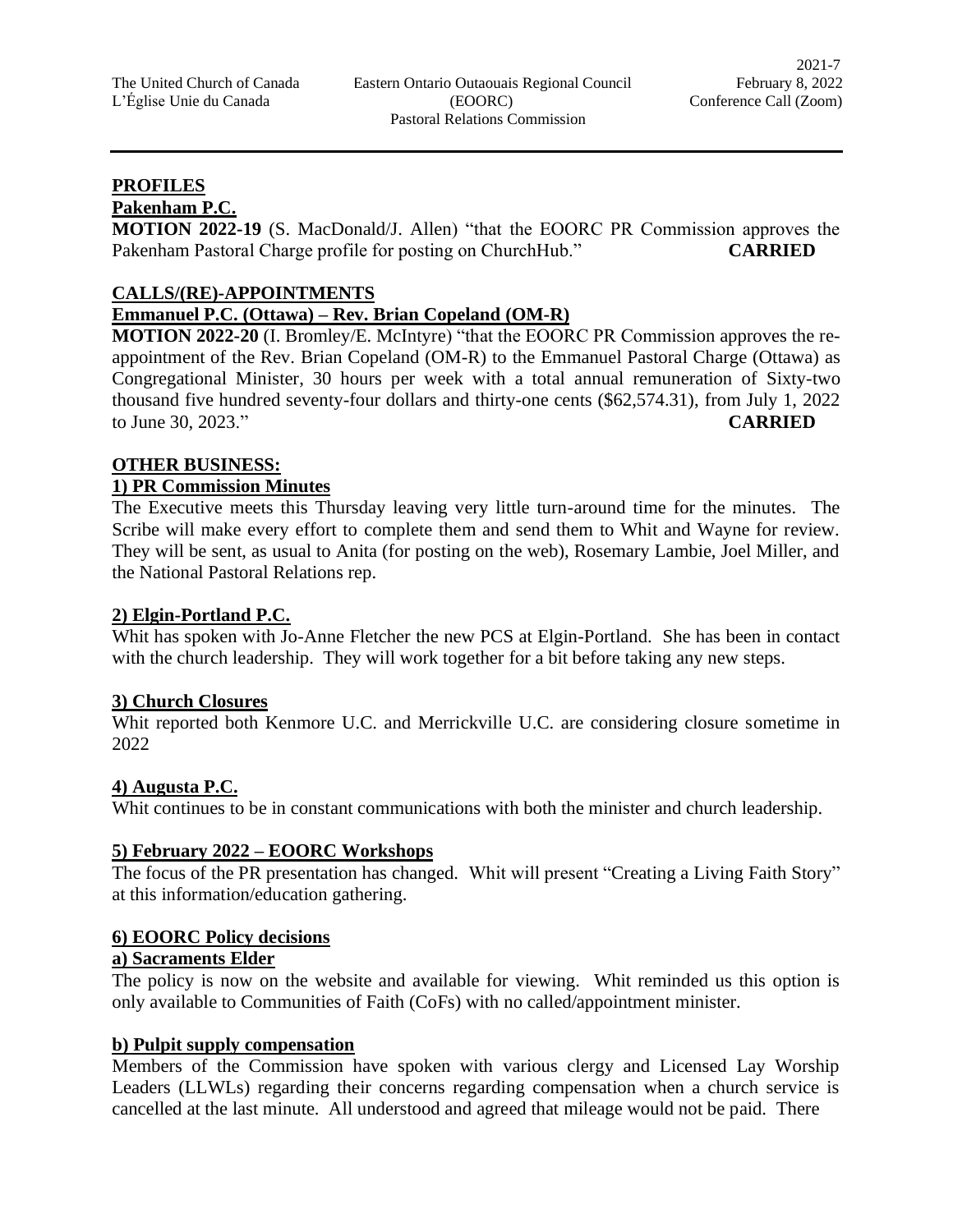## PROFILES

### Pakenham P.C.

**MOTION 2022-19** (S. MacDonald/J. Allen) "that the EOORC PR Commission approves the Pakenham Pastoral Charge profile for posting on ChurchHub." **CARRIED**

## CALLS/(RE)-APPOINTMENTS

### Emmanuel P.C. (Ottawa) – Rev. Brian Copeland (OM-R)

**MOTION 2022-20** (I. Bromley/E. McIntyre) "that the EOORC PR Commission approves the re-appointment of the Rev. Brian Copeland (OM-R) to the Emmanuel Pastoral Charge (Ottawa) as Congregational Minister, 30 hours per week with a total annual remuneration of Sixty-two thousand five hundred seventy-four dollars and thirty-one cents ($62,574.31), from July 1, 2022 to June 30, 2023." **CARRIED**

## OTHER BUSINESS:

### 1) PR Commission Minutes

The Executive meets this Thursday leaving very little turn-around time for the minutes. The Scribe will make every effort to complete them and send them to Whit and Wayne for review. They will be sent, as usual to Anita (for posting on the web), Rosemary Lambie, Joel Miller, and the National Pastoral Relations rep.

### 2) Elgin-Portland P.C.

Whit has spoken with Jo-Anne Fletcher the new PCS at Elgin-Portland. She has been in contact with the church leadership. They will work together for a bit before taking any new steps.

### 3) Church Closures

Whit reported both Kenmore U.C. and Merrickville U.C. are considering closure sometime in 2022

### 4) Augusta P.C.

Whit continues to be in constant communications with both the minister and church leadership.

### 5) February 2022 – EOORC Workshops

The focus of the PR presentation has changed. Whit will present "Creating a Living Faith Story" at this information/education gathering.

### 6) EOORC Policy decisions

#### a) Sacraments Elder

The policy is now on the website and available for viewing. Whit reminded us this option is only available to Communities of Faith (CoFs) with no called/appointment minister.

#### b) Pulpit supply compensation

Members of the Commission have spoken with various clergy and Licensed Lay Worship Leaders (LLWLs) regarding their concerns regarding compensation when a church service is cancelled at the last minute. All understood and agreed that mileage would not be paid. There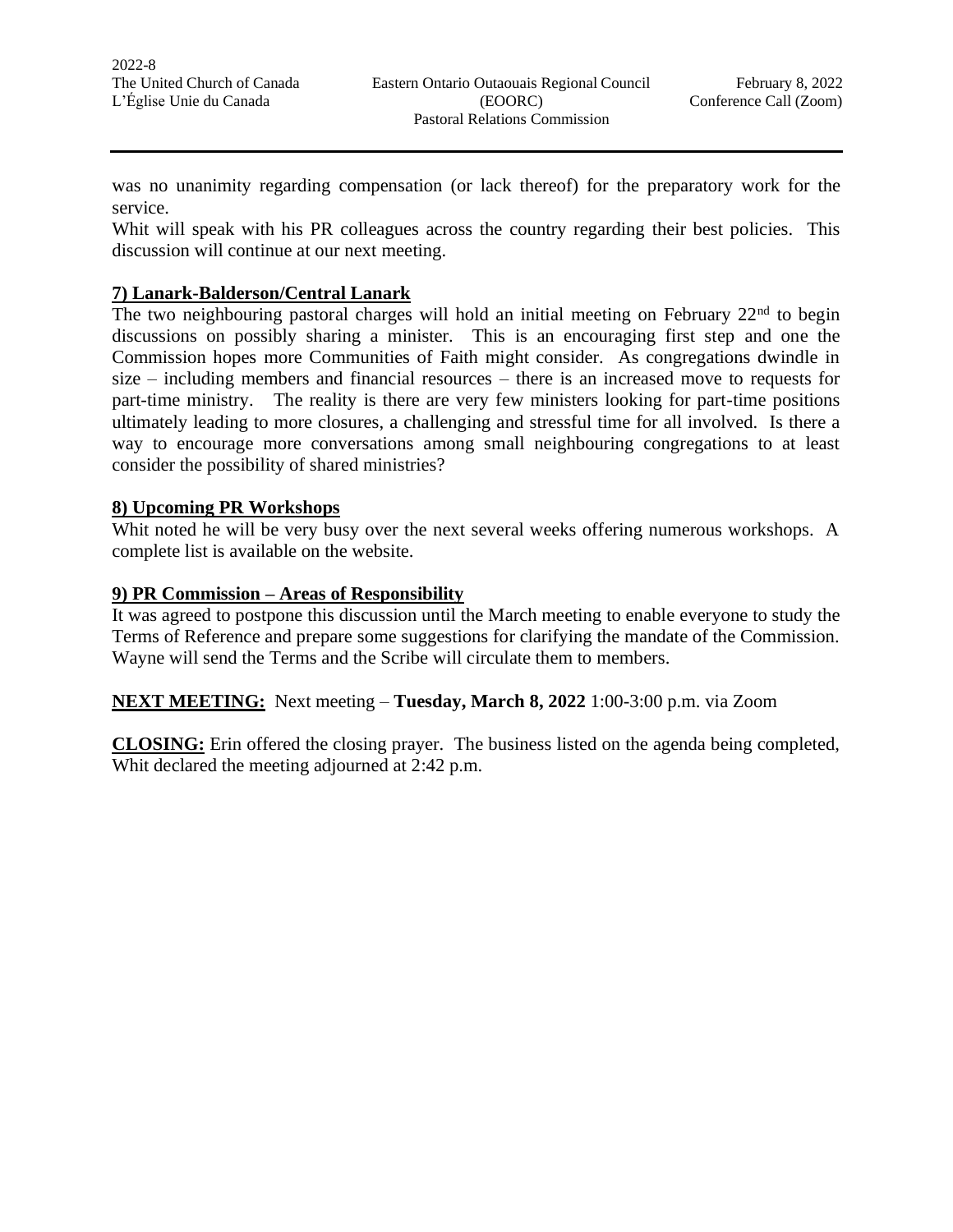was no unanimity regarding compensation (or lack thereof) for the preparatory work for the service.

Whit will speak with his PR colleagues across the country regarding their best policies. This discussion will continue at our next meeting.

**7) Lanark-Balderson/Central Lanark**

The two neighbouring pastoral charges will hold an initial meeting on February 22nd to begin discussions on possibly sharing a minister. This is an encouraging first step and one the Commission hopes more Communities of Faith might consider. As congregations dwindle in size – including members and financial resources – there is an increased move to requests for part-time ministry. The reality is there are very few ministers looking for part-time positions ultimately leading to more closures, a challenging and stressful time for all involved. Is there a way to encourage more conversations among small neighbouring congregations to at least consider the possibility of shared ministries?

**8) Upcoming PR Workshops**

Whit noted he will be very busy over the next several weeks offering numerous workshops. A complete list is available on the website.

**9) PR Commission – Areas of Responsibility**

It was agreed to postpone this discussion until the March meeting to enable everyone to study the Terms of Reference and prepare some suggestions for clarifying the mandate of the Commission. Wayne will send the Terms and the Scribe will circulate them to members.

**NEXT MEETING:** Next meeting – **Tuesday, March 8, 2022** 1:00-3:00 p.m. via Zoom

**CLOSING:** Erin offered the closing prayer. The business listed on the agenda being completed, Whit declared the meeting adjourned at 2:42 p.m.